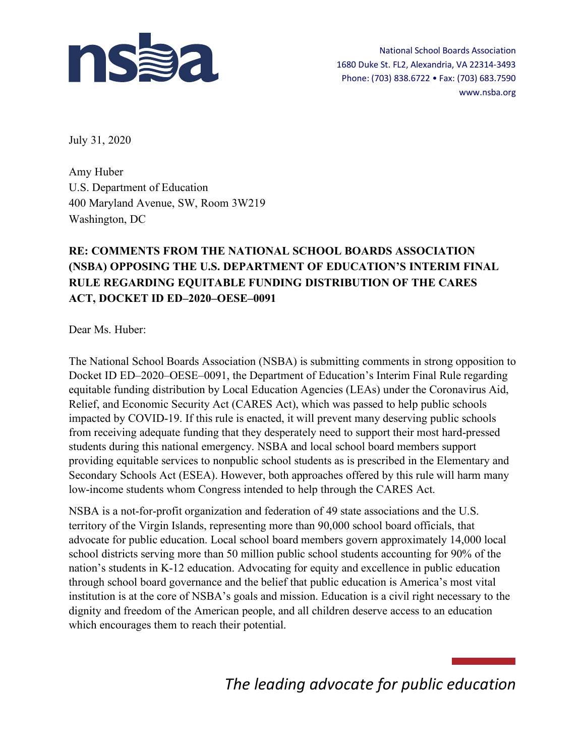National School Boards Association
1680 Duke St. FL2, Alexandria, VA 22314-3493
Phone: (703) 838.6722 • Fax: (703) 683.7590
www.nsba.org

July 31, 2020

Amy Huber
U.S. Department of Education
400 Maryland Avenue, SW, Room 3W219
Washington, DC

**RE: COMMENTS FROM THE NATIONAL SCHOOL BOARDS ASSOCIATION (NSBA) OPPOSING THE U.S. DEPARTMENT OF EDUCATION'S INTERIM FINAL RULE REGARDING EQUITABLE FUNDING DISTRIBUTION OF THE CARES ACT, DOCKET ID ED–2020–OESE–0091**

Dear Ms. Huber:

The National School Boards Association (NSBA) is submitting comments in strong opposition to Docket ID ED–2020–OESE–0091, the Department of Education's Interim Final Rule regarding equitable funding distribution by Local Education Agencies (LEAs) under the Coronavirus Aid, Relief, and Economic Security Act (CARES Act), which was passed to help public schools impacted by COVID-19. If this rule is enacted, it will prevent many deserving public schools from receiving adequate funding that they desperately need to support their most hard-pressed students during this national emergency. NSBA and local school board members support providing equitable services to nonpublic school students as is prescribed in the Elementary and Secondary Schools Act (ESEA). However, both approaches offered by this rule will harm many low-income students whom Congress intended to help through the CARES Act.

NSBA is a not-for-profit organization and federation of 49 state associations and the U.S. territory of the Virgin Islands, representing more than 90,000 school board officials, that advocate for public education. Local school board members govern approximately 14,000 local school districts serving more than 50 million public school students accounting for 90% of the nation's students in K-12 education. Advocating for equity and excellence in public education through school board governance and the belief that public education is America's most vital institution is at the core of NSBA's goals and mission. Education is a civil right necessary to the dignity and freedom of the American people, and all children deserve access to an education which encourages them to reach their potential.

*The leading advocate for public education*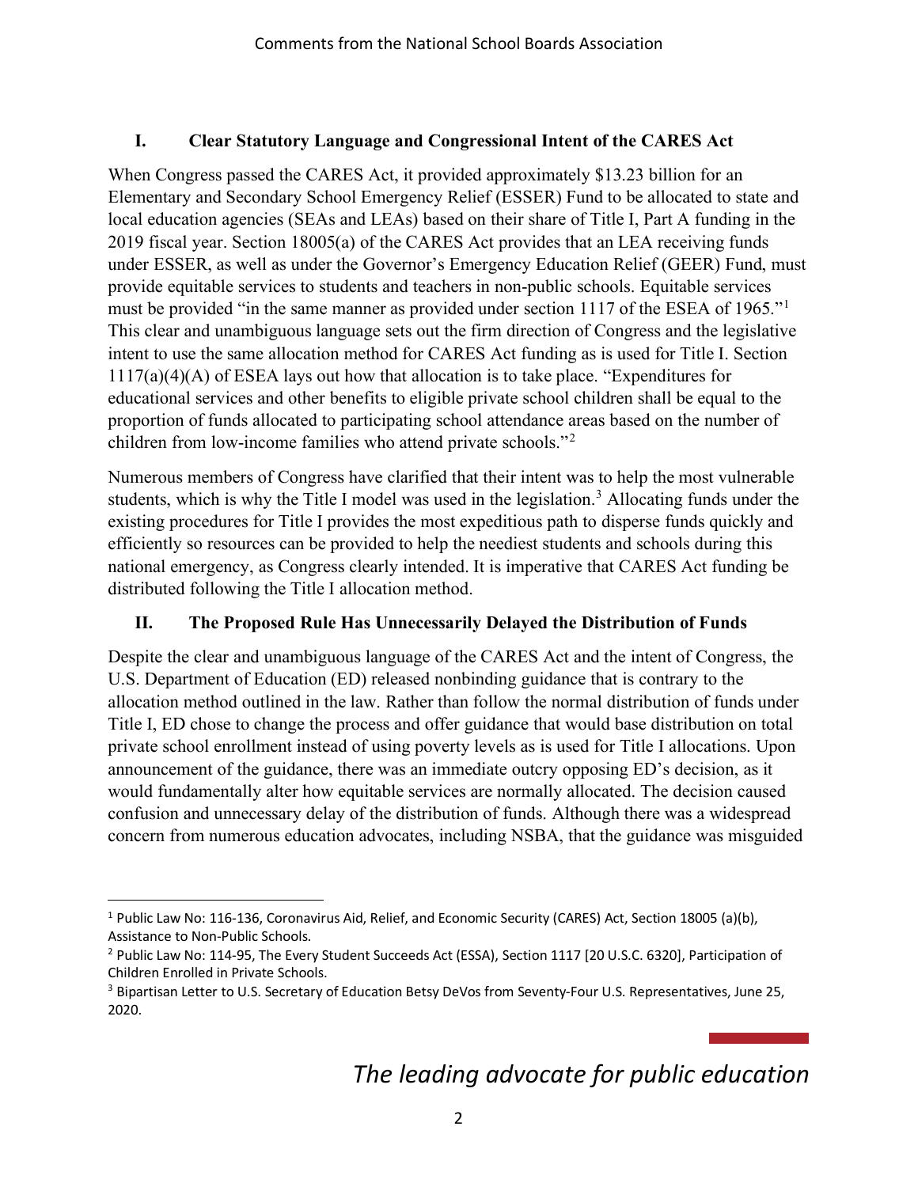## I. Clear Statutory Language and Congressional Intent of the CARES Act

When Congress passed the CARES Act, it provided approximately $13.23 billion for an Elementary and Secondary School Emergency Relief (ESSER) Fund to be allocated to state and local education agencies (SEAs and LEAs) based on their share of Title I, Part A funding in the 2019 fiscal year. Section 18005(a) of the CARES Act provides that an LEA receiving funds under ESSER, as well as under the Governor's Emergency Education Relief (GEER) Fund, must provide equitable services to students and teachers in non-public schools. Equitable services must be provided "in the same manner as provided under section 1117 of the ESEA of 1965."[1] This clear and unambiguous language sets out the firm direction of Congress and the legislative intent to use the same allocation method for CARES Act funding as is used for Title I. Section 1117(a)(4)(A) of ESEA lays out how that allocation is to take place. "Expenditures for educational services and other benefits to eligible private school children shall be equal to the proportion of funds allocated to participating school attendance areas based on the number of children from low-income families who attend private schools."[2]

Numerous members of Congress have clarified that their intent was to help the most vulnerable students, which is why the Title I model was used in the legislation.[3] Allocating funds under the existing procedures for Title I provides the most expeditious path to disperse funds quickly and efficiently so resources can be provided to help the neediest students and schools during this national emergency, as Congress clearly intended. It is imperative that CARES Act funding be distributed following the Title I allocation method.

## II. The Proposed Rule Has Unnecessarily Delayed the Distribution of Funds

Despite the clear and unambiguous language of the CARES Act and the intent of Congress, the U.S. Department of Education (ED) released nonbinding guidance that is contrary to the allocation method outlined in the law. Rather than follow the normal distribution of funds under Title I, ED chose to change the process and offer guidance that would base distribution on total private school enrollment instead of using poverty levels as is used for Title I allocations. Upon announcement of the guidance, there was an immediate outcry opposing ED's decision, as it would fundamentally alter how equitable services are normally allocated. The decision caused confusion and unnecessary delay of the distribution of funds. Although there was a widespread concern from numerous education advocates, including NSBA, that the guidance was misguided

---

[1] Public Law No: 116-136, Coronavirus Aid, Relief, and Economic Security (CARES) Act, Section 18005 (a)(b), Assistance to Non-Public Schools.

[2] Public Law No: 114-95, The Every Student Succeeds Act (ESSA), Section 1117 [20 U.S.C. 6320], Participation of Children Enrolled in Private Schools.

[3] Bipartisan Letter to U.S. Secretary of Education Betsy DeVos from Seventy-Four U.S. Representatives, June 25, 2020.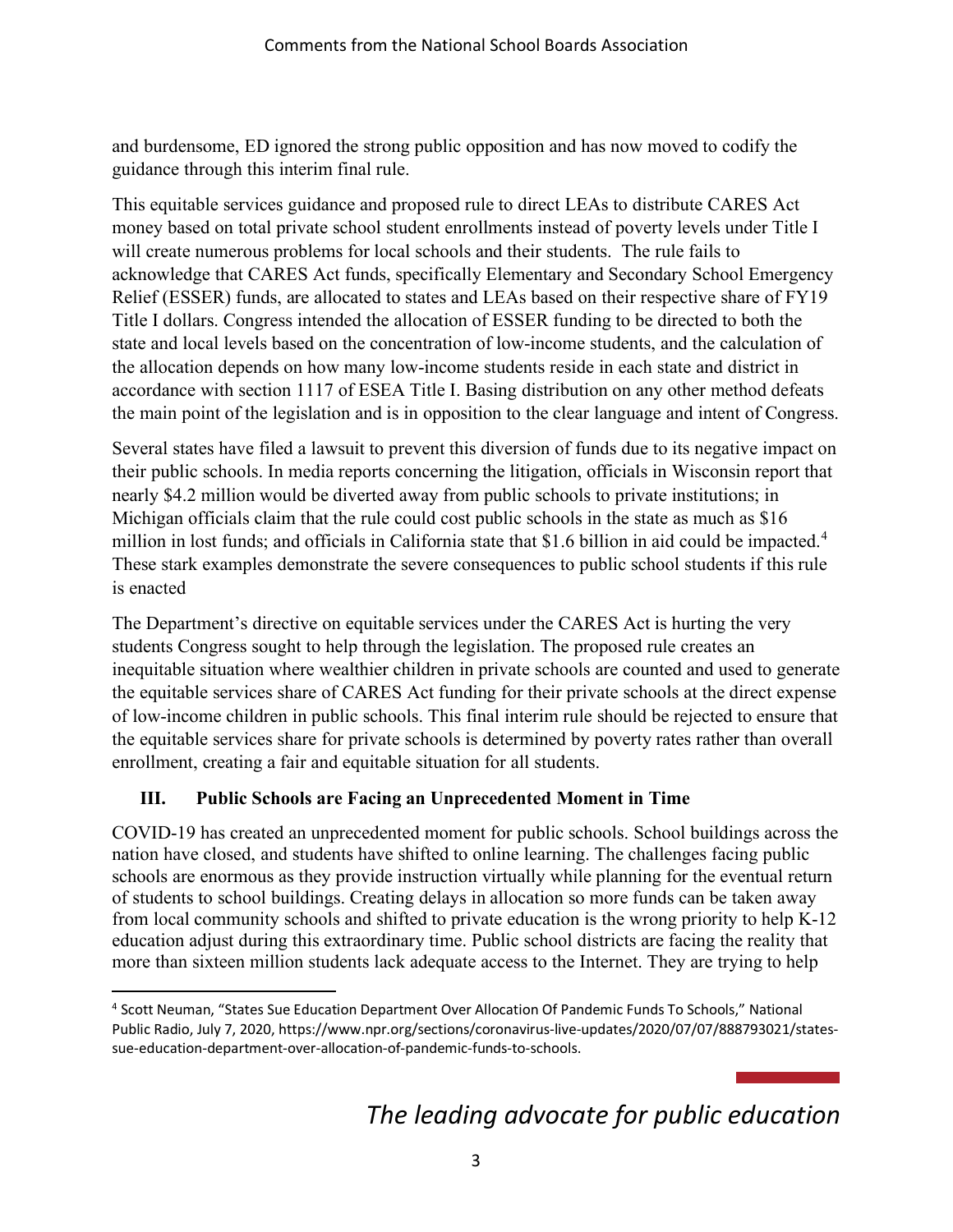and burdensome, ED ignored the strong public opposition and has now moved to codify the guidance through this interim final rule.

This equitable services guidance and proposed rule to direct LEAs to distribute CARES Act money based on total private school student enrollments instead of poverty levels under Title I will create numerous problems for local schools and their students. The rule fails to acknowledge that CARES Act funds, specifically Elementary and Secondary School Emergency Relief (ESSER) funds, are allocated to states and LEAs based on their respective share of FY19 Title I dollars. Congress intended the allocation of ESSER funding to be directed to both the state and local levels based on the concentration of low-income students, and the calculation of the allocation depends on how many low-income students reside in each state and district in accordance with section 1117 of ESEA Title I. Basing distribution on any other method defeats the main point of the legislation and is in opposition to the clear language and intent of Congress.

Several states have filed a lawsuit to prevent this diversion of funds due to its negative impact on their public schools. In media reports concerning the litigation, officials in Wisconsin report that nearly $4.2 million would be diverted away from public schools to private institutions; in Michigan officials claim that the rule could cost public schools in the state as much as $16 million in lost funds; and officials in California state that $1.6 billion in aid could be impacted.[4] These stark examples demonstrate the severe consequences to public school students if this rule is enacted

The Department's directive on equitable services under the CARES Act is hurting the very students Congress sought to help through the legislation. The proposed rule creates an inequitable situation where wealthier children in private schools are counted and used to generate the equitable services share of CARES Act funding for their private schools at the direct expense of low-income children in public schools. This final interim rule should be rejected to ensure that the equitable services share for private schools is determined by poverty rates rather than overall enrollment, creating a fair and equitable situation for all students.

## III. Public Schools are Facing an Unprecedented Moment in Time

COVID-19 has created an unprecedented moment for public schools. School buildings across the nation have closed, and students have shifted to online learning. The challenges facing public schools are enormous as they provide instruction virtually while planning for the eventual return of students to school buildings. Creating delays in allocation so more funds can be taken away from local community schools and shifted to private education is the wrong priority to help K-12 education adjust during this extraordinary time. Public school districts are facing the reality that more than sixteen million students lack adequate access to the Internet. They are trying to help

---

[4] Scott Neuman, "States Sue Education Department Over Allocation Of Pandemic Funds To Schools," National Public Radio, July 7, 2020, https://www.npr.org/sections/coronavirus-live-updates/2020/07/07/888793021/states-sue-education-department-over-allocation-of-pandemic-funds-to-schools.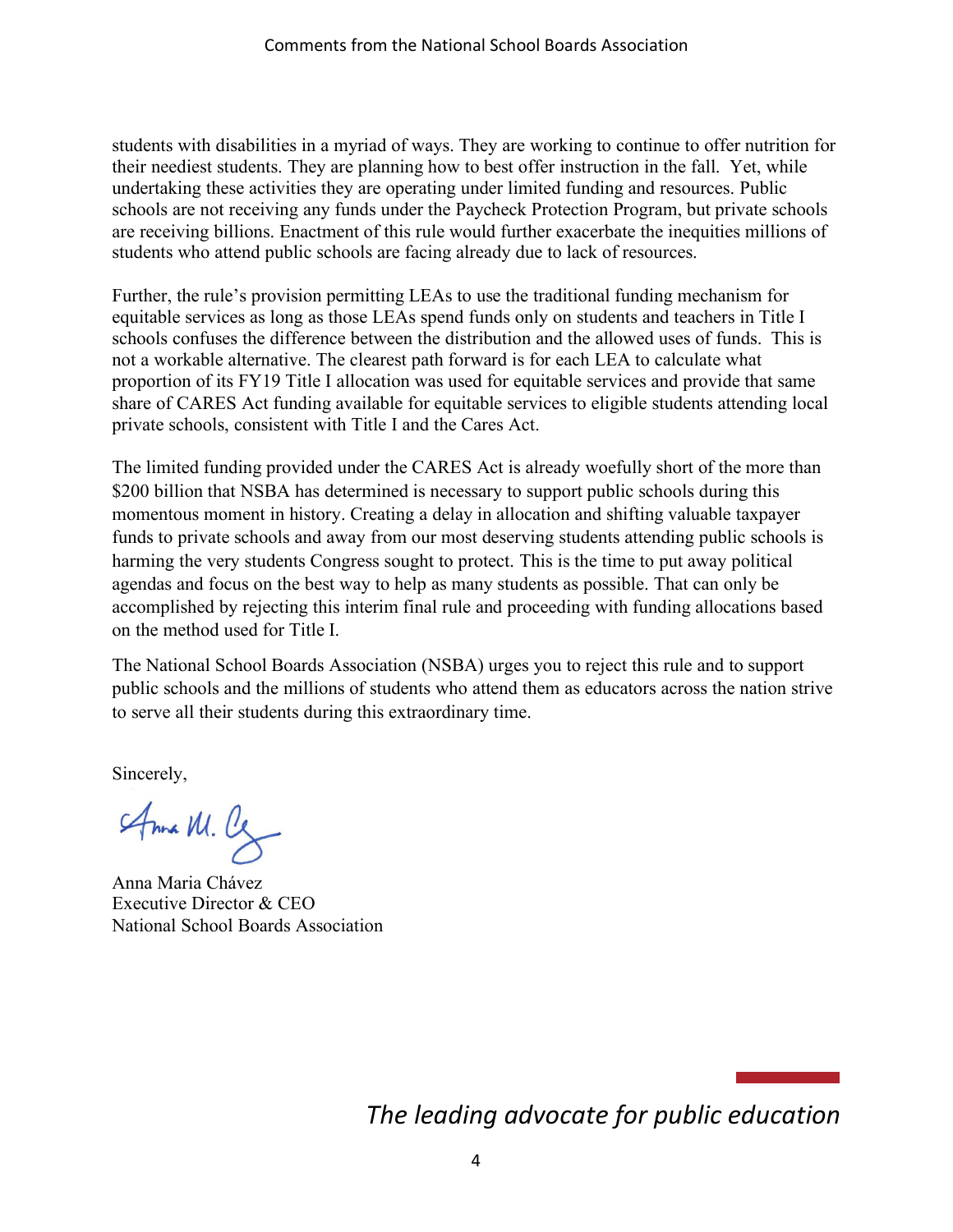students with disabilities in a myriad of ways. They are working to continue to offer nutrition for their neediest students. They are planning how to best offer instruction in the fall. Yet, while undertaking these activities they are operating under limited funding and resources. Public schools are not receiving any funds under the Paycheck Protection Program, but private schools are receiving billions. Enactment of this rule would further exacerbate the inequities millions of students who attend public schools are facing already due to lack of resources.

Further, the rule's provision permitting LEAs to use the traditional funding mechanism for equitable services as long as those LEAs spend funds only on students and teachers in Title I schools confuses the difference between the distribution and the allowed uses of funds. This is not a workable alternative. The clearest path forward is for each LEA to calculate what proportion of its FY19 Title I allocation was used for equitable services and provide that same share of CARES Act funding available for equitable services to eligible students attending local private schools, consistent with Title I and the Cares Act.

The limited funding provided under the CARES Act is already woefully short of the more than $200 billion that NSBA has determined is necessary to support public schools during this momentous moment in history. Creating a delay in allocation and shifting valuable taxpayer funds to private schools and away from our most deserving students attending public schools is harming the very students Congress sought to protect. This is the time to put away political agendas and focus on the best way to help as many students as possible. That can only be accomplished by rejecting this interim final rule and proceeding with funding allocations based on the method used for Title I.

The National School Boards Association (NSBA) urges you to reject this rule and to support public schools and the millions of students who attend them as educators across the nation strive to serve all their students during this extraordinary time.

Sincerely,

Anna Maria Chávez
Executive Director & CEO
National School Boards Association